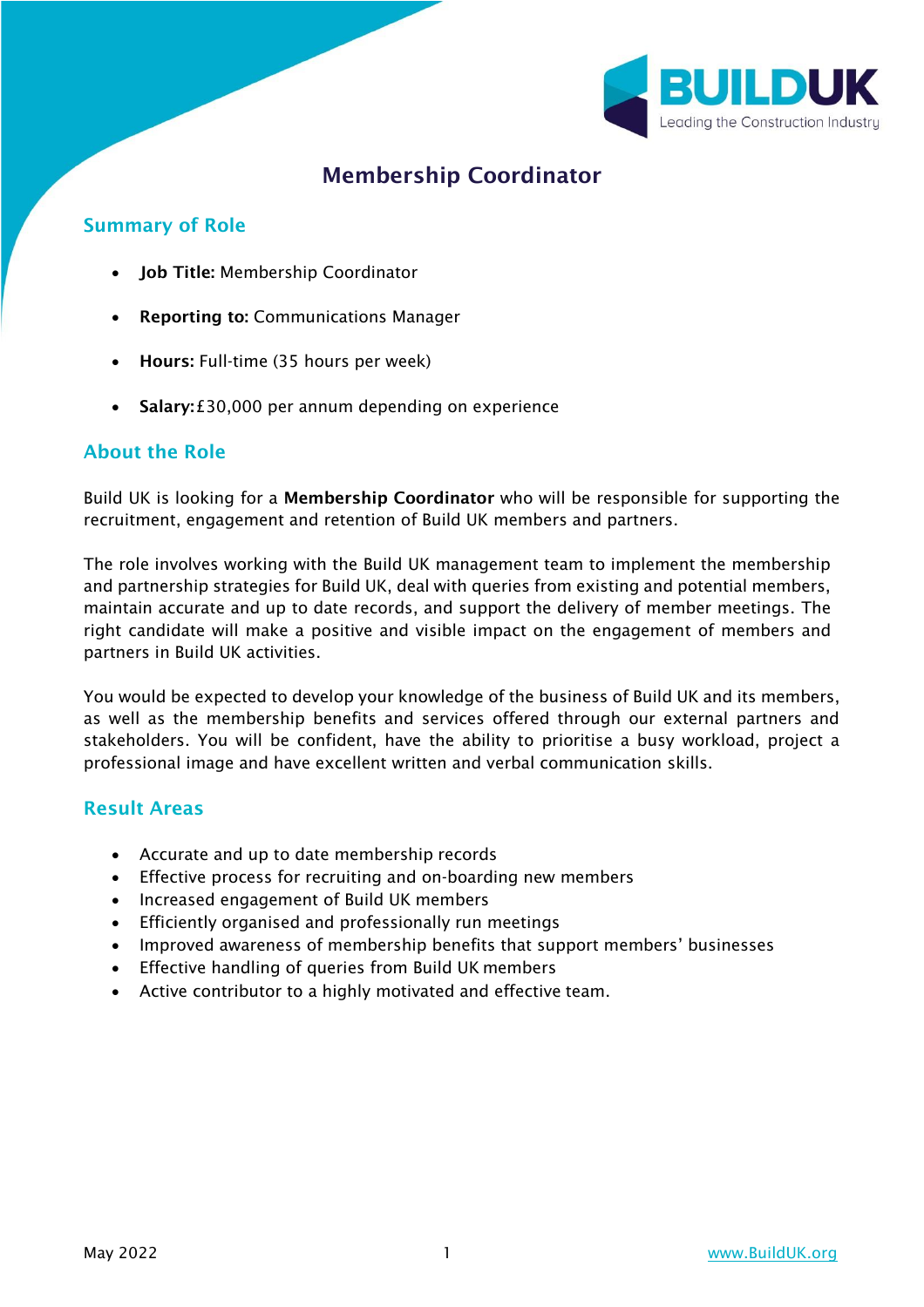# Membership Coordinator

## Summary of Role

- **Job Title:** Membership Coordinator
- **Reporting to:** Communications Manager
- **Hours:** Full-time (35 hours per week)
- **Salary:** £30,000 per annum depending on experience

## About the Role

Build UK is looking for a **Membership Coordinator** who will be responsible for supporting the recruitment, engagement and retention of Build UK members and partners.

The role involves working with the Build UK management team to implement the membership and partnership strategies for Build UK, deal with queries from existing and potential members, maintain accurate and up to date records, and support the delivery of member meetings. The right candidate will make a positive and visible impact on the engagement of members and partners in Build UK activities.

You would be expected to develop your knowledge of the business of Build UK and its members, as well as the membership benefits and services offered through our external partners and stakeholders. You will be confident, have the ability to prioritise a busy workload, project a professional image and have excellent written and verbal communication skills.

## Result Areas

- Accurate and up to date membership records
- Effective process for recruiting and on-boarding new members
- Increased engagement of Build UK members
- Efficiently organised and professionally run meetings
- Improved awareness of membership benefits that support members' businesses
- Effective handling of queries from Build UK members
- Active contributor to a highly motivated and effective team.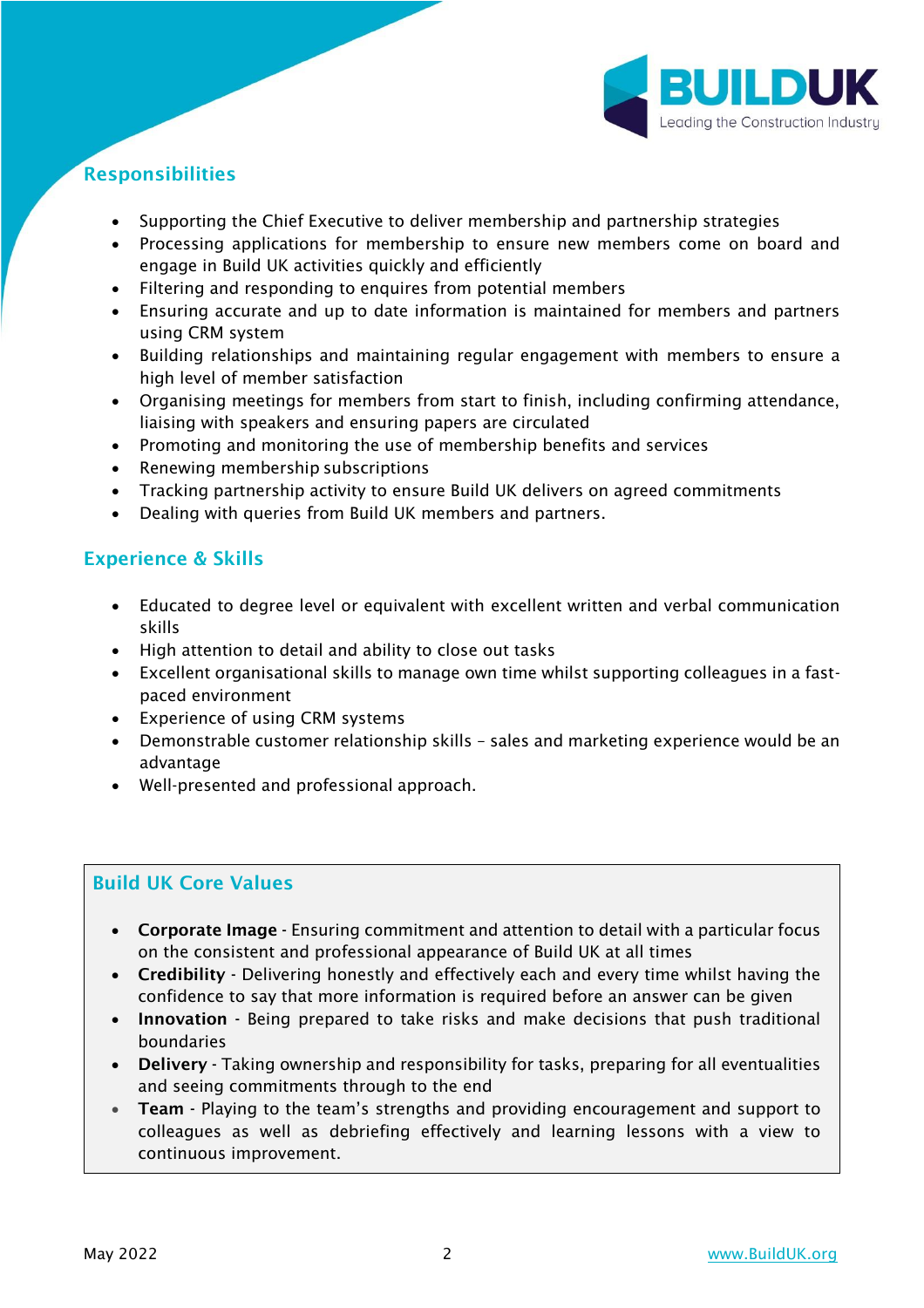## Responsibilities

- Supporting the Chief Executive to deliver membership and partnership strategies
- Processing applications for membership to ensure new members come on board and engage in Build UK activities quickly and efficiently
- Filtering and responding to enquires from potential members
- Ensuring accurate and up to date information is maintained for members and partners using CRM system
- Building relationships and maintaining regular engagement with members to ensure a high level of member satisfaction
- Organising meetings for members from start to finish, including confirming attendance, liaising with speakers and ensuring papers are circulated
- Promoting and monitoring the use of membership benefits and services
- Renewing membership subscriptions
- Tracking partnership activity to ensure Build UK delivers on agreed commitments
- Dealing with queries from Build UK members and partners.

## Experience & Skills

- Educated to degree level or equivalent with excellent written and verbal communication skills
- High attention to detail and ability to close out tasks
- Excellent organisational skills to manage own time whilst supporting colleagues in a fast-paced environment
- Experience of using CRM systems
- Demonstrable customer relationship skills – sales and marketing experience would be an advantage
- Well-presented and professional approach.

## Build UK Core Values

- **Corporate Image** - Ensuring commitment and attention to detail with a particular focus on the consistent and professional appearance of Build UK at all times
- **Credibility** - Delivering honestly and effectively each and every time whilst having the confidence to say that more information is required before an answer can be given
- **Innovation** - Being prepared to take risks and make decisions that push traditional boundaries
- **Delivery** - Taking ownership and responsibility for tasks, preparing for all eventualities and seeing commitments through to the end
- **Team** - Playing to the team's strengths and providing encouragement and support to colleagues as well as debriefing effectively and learning lessons with a view to continuous improvement.